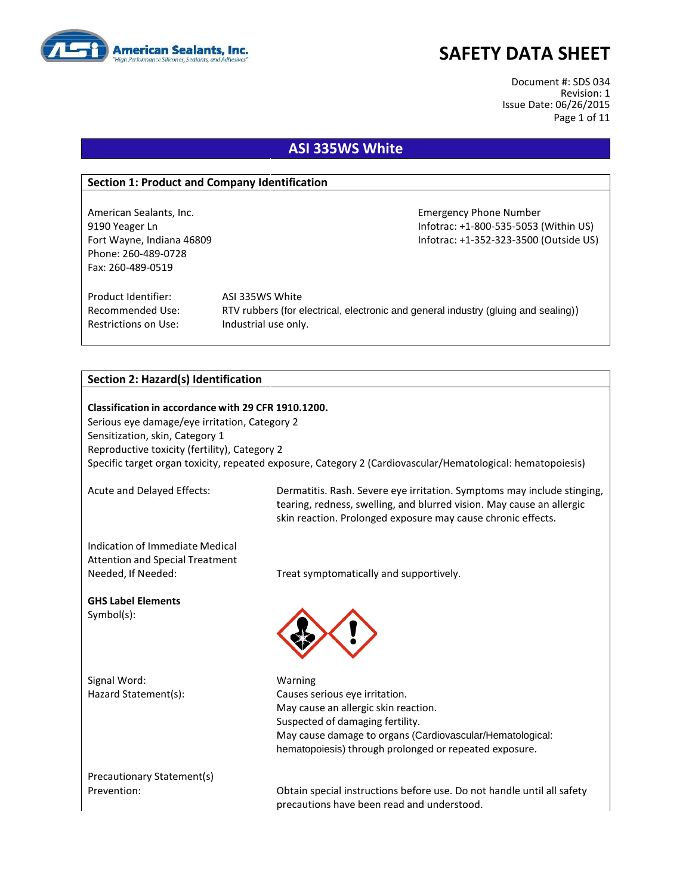# SAFETY DATA SHEET

Document #: SDS 034
Revision: 1
Issue Date: 06/26/2015

## ASI 335WS White

### Section 1: Product and Company Identification

American Sealants, Inc.
9190 Yeager Ln
Fort Wayne, Indiana 46809
Phone: 260-489-0728
Fax: 260-489-0519

Emergency Phone Number
Infotrac: +1-800-535-5053 (Within US)
Infotrac: +1-352-323-3500 (Outside US)

| | |
|---|---|
| Product Identifier: | ASI 335WS White |
| Recommended Use: | RTV rubbers (for electrical, electronic and general industry (gluing and sealing)) |
| Restrictions on Use: | Industrial use only. |

### Section 2: Hazard(s) Identification

**Classification in accordance with 29 CFR 1910.1200.**
Serious eye damage/eye irritation, Category 2
Sensitization, skin, Category 1
Reproductive toxicity (fertility), Category 2
Specific target organ toxicity, repeated exposure, Category 2 (Cardiovascular/Hematological: hematopoiesis)

Acute and Delayed Effects: Dermatitis. Rash. Severe eye irritation. Symptoms may include stinging, tearing, redness, swelling, and blurred vision. May cause an allergic skin reaction. Prolonged exposure may cause chronic effects.

Indication of Immediate Medical Attention and Special Treatment Needed, If Needed: Treat symptomatically and supportively.

**GHS Label Elements**
Symbol(s):

Signal Word: Warning

Hazard Statement(s):
Causes serious eye irritation.
May cause an allergic skin reaction.
Suspected of damaging fertility.
May cause damage to organs (Cardiovascular/Hematological: hematopoiesis) through prolonged or repeated exposure.

Precautionary Statement(s)
Prevention: Obtain special instructions before use. Do not handle until all safety precautions have been read and understood.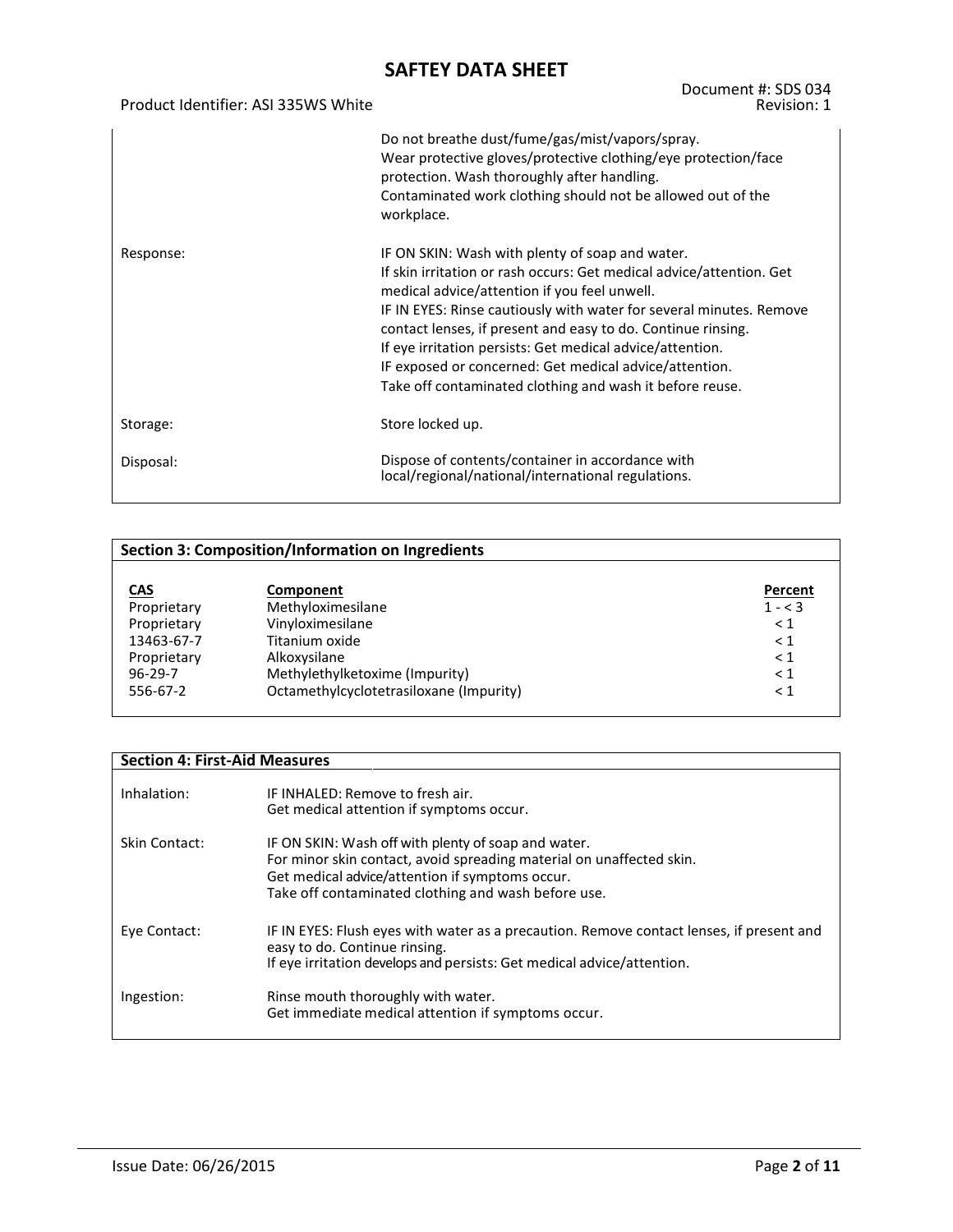| | |
|---|---|
| | Do not breathe dust/fume/gas/mist/vapors/spray.<br>Wear protective gloves/protective clothing/eye protection/face protection. Wash thoroughly after handling.<br>Contaminated work clothing should not be allowed out of the workplace. |
| Response: | IF ON SKIN: Wash with plenty of soap and water.<br>If skin irritation or rash occurs: Get medical advice/attention. Get medical advice/attention if you feel unwell.<br>IF IN EYES: Rinse cautiously with water for several minutes. Remove contact lenses, if present and easy to do. Continue rinsing.<br>If eye irritation persists: Get medical advice/attention.<br>IF exposed or concerned: Get medical advice/attention.<br>Take off contaminated clothing and wash it before reuse. |
| Storage: | Store locked up. |
| Disposal: | Dispose of contents/container in accordance with local/regional/national/international regulations. |

## Section 3: Composition/Information on Ingredients

| CAS | Component | Percent |
|---|---|---|
| Proprietary | Methyloximesilane | 1 - < 3 |
| Proprietary | Vinyloximesilane | < 1 |
| 13463-67-7 | Titanium oxide | < 1 |
| Proprietary | Alkoxysilane | < 1 |
| 96-29-7 | Methylethylketoxime (Impurity) | < 1 |
| 556-67-2 | Octamethylcyclotetrasiloxane (Impurity) | < 1 |

## Section 4: First-Aid Measures

| | |
|---|---|
| Inhalation: | IF INHALED: Remove to fresh air.<br>Get medical attention if symptoms occur. |
| Skin Contact: | IF ON SKIN: Wash off with plenty of soap and water.<br>For minor skin contact, avoid spreading material on unaffected skin.<br>Get medical advice/attention if symptoms occur.<br>Take off contaminated clothing and wash before use. |
| Eye Contact: | IF IN EYES: Flush eyes with water as a precaution. Remove contact lenses, if present and easy to do. Continue rinsing.<br>If eye irritation develops and persists: Get medical advice/attention. |
| Ingestion: | Rinse mouth thoroughly with water.<br>Get immediate medical attention if symptoms occur. |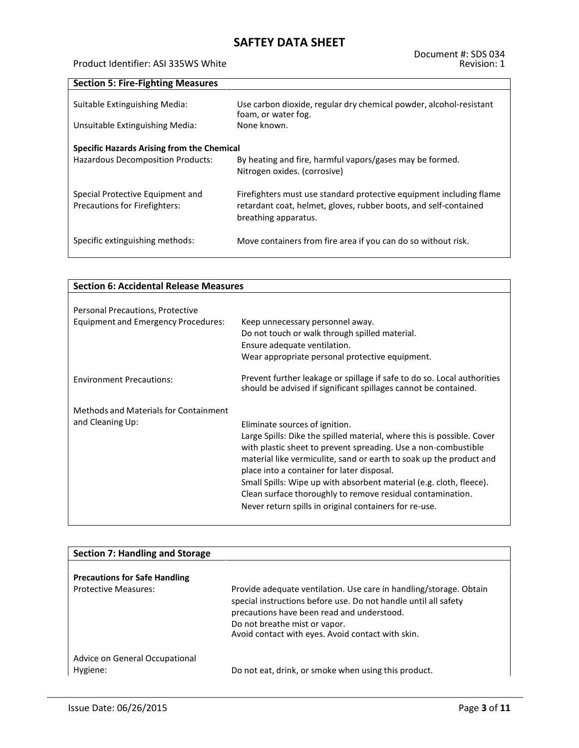## Section 5: Fire-Fighting Measures

| | |
|---|---|
| Suitable Extinguishing Media: | Use carbon dioxide, regular dry chemical powder, alcohol-resistant foam, or water fog. |
| Unsuitable Extinguishing Media: | None known. |

**Specific Hazards Arising from the Chemical**

| | |
|---|---|
| Hazardous Decomposition Products: | By heating and fire, harmful vapors/gases may be formed. Nitrogen oxides. (corrosive) |
| Special Protective Equipment and Precautions for Firefighters: | Firefighters must use standard protective equipment including flame retardant coat, helmet, gloves, rubber boots, and self-contained breathing apparatus. |
| Specific extinguishing methods: | Move containers from fire area if you can do so without risk. |

## Section 6: Accidental Release Measures

| | |
|---|---|
| Personal Precautions, Protective Equipment and Emergency Procedures: | Keep unnecessary personnel away.<br>Do not touch or walk through spilled material.<br>Ensure adequate ventilation.<br>Wear appropriate personal protective equipment. |
| Environment Precautions: | Prevent further leakage or spillage if safe to do so. Local authorities should be advised if significant spillages cannot be contained. |
| Methods and Materials for Containment and Cleaning Up: | Eliminate sources of ignition.<br>Large Spills: Dike the spilled material, where this is possible. Cover with plastic sheet to prevent spreading. Use a non-combustible material like vermiculite, sand or earth to soak up the product and place into a container for later disposal.<br>Small Spills: Wipe up with absorbent material (e.g. cloth, fleece). Clean surface thoroughly to remove residual contamination.<br>Never return spills in original containers for re-use. |

## Section 7: Handling and Storage

**Precautions for Safe Handling**

| | |
|---|---|
| Protective Measures: | Provide adequate ventilation. Use care in handling/storage. Obtain special instructions before use. Do not handle until all safety precautions have been read and understood.<br>Do not breathe mist or vapor.<br>Avoid contact with eyes. Avoid contact with skin. |
| Advice on General Occupational Hygiene: | Do not eat, drink, or smoke when using this product. |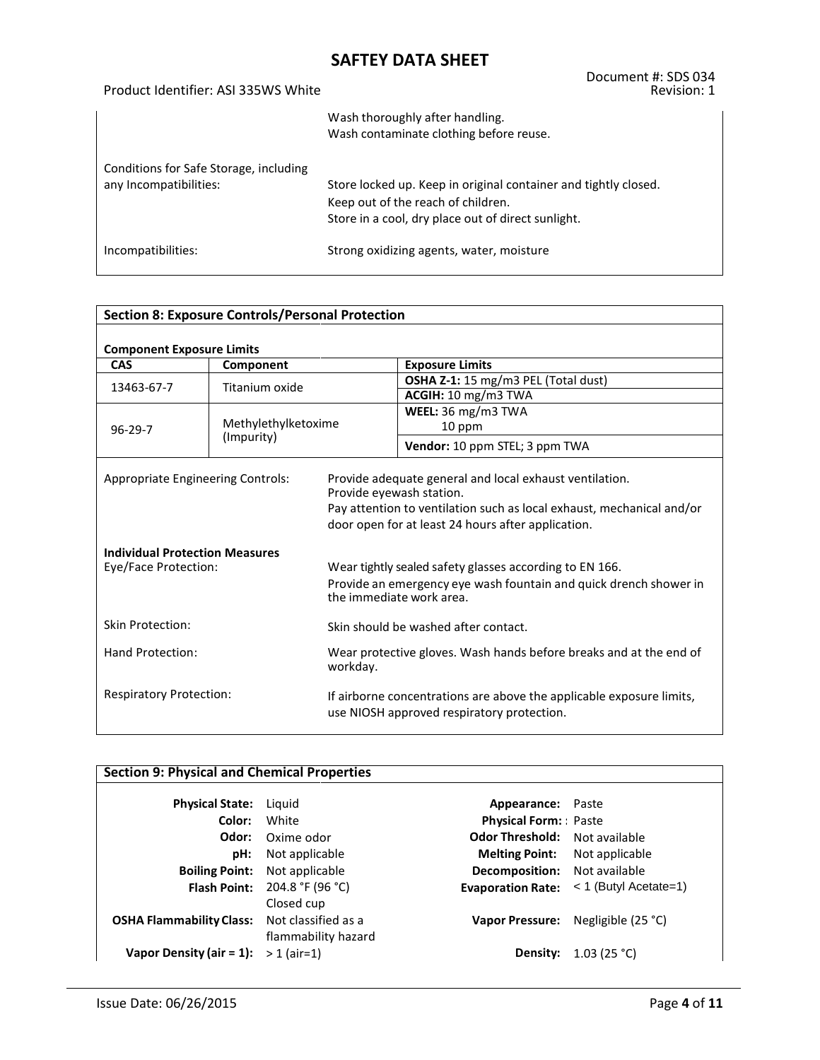| | |
|---|---|
| | Wash thoroughly after handling. Wash contaminate clothing before reuse. |
| Conditions for Safe Storage, including any Incompatibilities: | Store locked up. Keep in original container and tightly closed. Keep out of the reach of children. Store in a cool, dry place out of direct sunlight. |
| Incompatibilities: | Strong oxidizing agents, water, moisture |

## Section 8: Exposure Controls/Personal Protection

**Component Exposure Limits**

| CAS | Component | Exposure Limits |
|---|---|---|
| 13463-67-7 | Titanium oxide | **OSHA Z-1:** 15 mg/m3 PEL (Total dust) |
| | | **ACGIH:** 10 mg/m3 TWA |
| 96-29-7 | Methylethylketoxime (Impurity) | **WEEL:** 36 mg/m3 TWA 10 ppm |
| | | **Vendor:** 10 ppm STEL; 3 ppm TWA |

| | |
|---|---|
| Appropriate Engineering Controls: | Provide adequate general and local exhaust ventilation. Provide eyewash station. Pay attention to ventilation such as local exhaust, mechanical and/or door open for at least 24 hours after application. |
| **Individual Protection Measures** | |
| Eye/Face Protection: | Wear tightly sealed safety glasses according to EN 166. Provide an emergency eye wash fountain and quick drench shower in the immediate work area. |
| Skin Protection: | Skin should be washed after contact. |
| Hand Protection: | Wear protective gloves. Wash hands before breaks and at the end of workday. |
| Respiratory Protection: | If airborne concentrations are above the applicable exposure limits, use NIOSH approved respiratory protection. |

## Section 9: Physical and Chemical Properties

| | | | |
|---|---|---|---|
| **Physical State:** | Liquid | **Appearance:** | Paste |
| **Color:** | White | **Physical Form:** | : Paste |
| **Odor:** | Oxime odor | **Odor Threshold:** | Not available |
| **pH:** | Not applicable | **Melting Point:** | Not applicable |
| **Boiling Point:** | Not applicable | **Decomposition:** | Not available |
| **Flash Point:** | 204.8 °F (96 °C) Closed cup | **Evaporation Rate:** | < 1 (Butyl Acetate=1) |
| **OSHA Flammability Class:** | Not classified as a flammability hazard | **Vapor Pressure:** | Negligible (25 °C) |
| **Vapor Density (air = 1):** | > 1 (air=1) | **Density:** | 1.03 (25 °C) |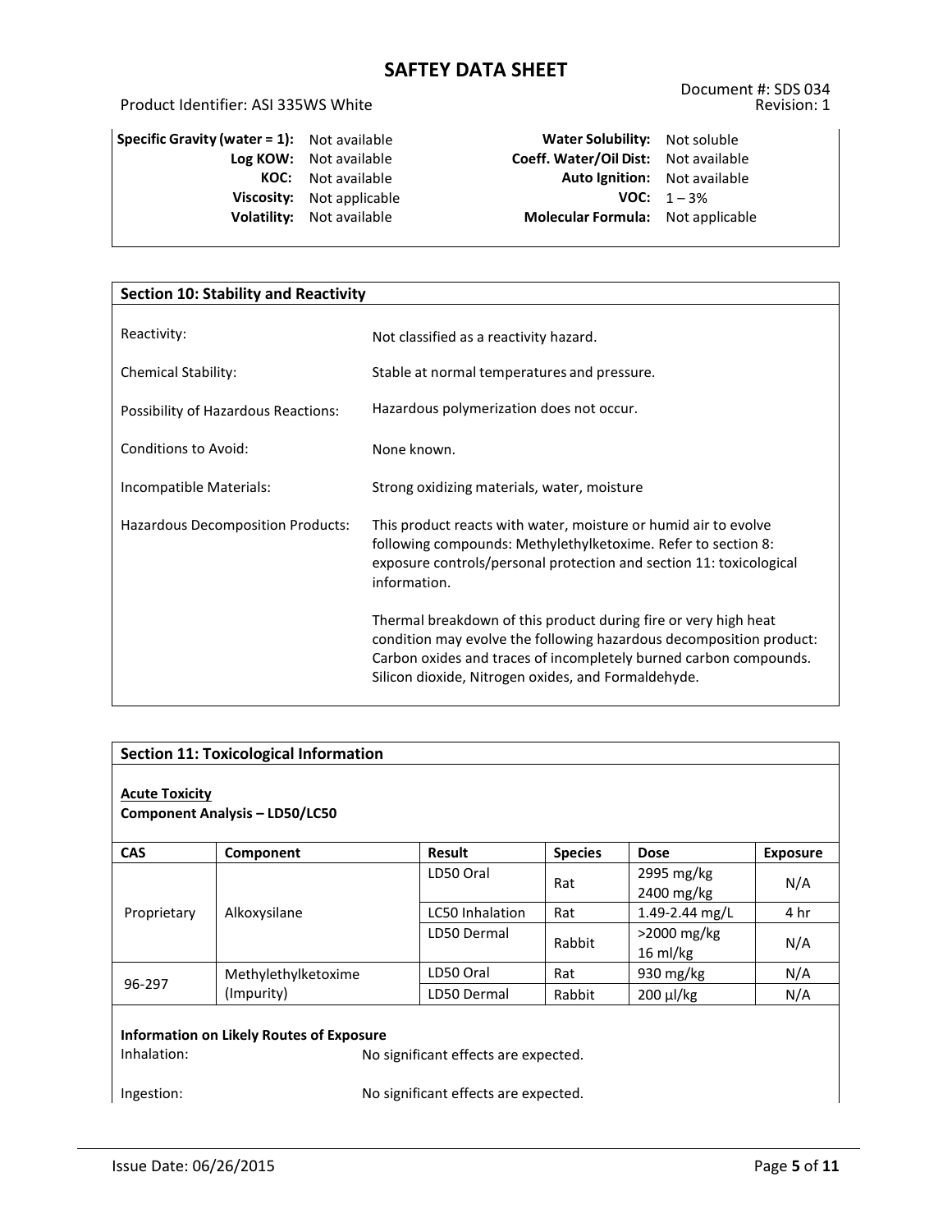| | | | |
|---|---|---|---|
| **Specific Gravity (water = 1):** | Not available | **Water Solubility:** | Not soluble |
| **Log KOW:** | Not available | **Coeff. Water/Oil Dist:** | Not available |
| **KOC:** | Not available | **Auto Ignition:** | Not available |
| **Viscosity:** | Not applicable | **VOC:** | 1 – 3% |
| **Volatility:** | Not available | **Molecular Formula:** | Not applicable |

## Section 10: Stability and Reactivity

| | |
|---|---|
| Reactivity: | Not classified as a reactivity hazard. |
| Chemical Stability: | Stable at normal temperatures and pressure. |
| Possibility of Hazardous Reactions: | Hazardous polymerization does not occur. |
| Conditions to Avoid: | None known. |
| Incompatible Materials: | Strong oxidizing materials, water, moisture |
| Hazardous Decomposition Products: | This product reacts with water, moisture or humid air to evolve following compounds: Methylethylketoxime. Refer to section 8: exposure controls/personal protection and section 11: toxicological information.<br><br>Thermal breakdown of this product during fire or very high heat condition may evolve the following hazardous decomposition product: Carbon oxides and traces of incompletely burned carbon compounds. Silicon dioxide, Nitrogen oxides, and Formaldehyde. |

## Section 11: Toxicological Information

**Acute Toxicity**

**Component Analysis – LD50/LC50**

| CAS | Component | Result | Species | Dose | Exposure |
|---|---|---|---|---|---|
| Proprietary | Alkoxysilane | LD50 Oral | Rat | 2995 mg/kg<br>2400 mg/kg | N/A |
| | | LC50 Inhalation | Rat | 1.49-2.44 mg/L | 4 hr |
| | | LD50 Dermal | Rabbit | >2000 mg/kg<br>16 ml/kg | N/A |
| 96-297 | Methylethylketoxime (Impurity) | LD50 Oral | Rat | 930 mg/kg | N/A |
| | | LD50 Dermal | Rabbit | 200 µl/kg | N/A |

**Information on Likely Routes of Exposure**

Inhalation: No significant effects are expected.

Ingestion: No significant effects are expected.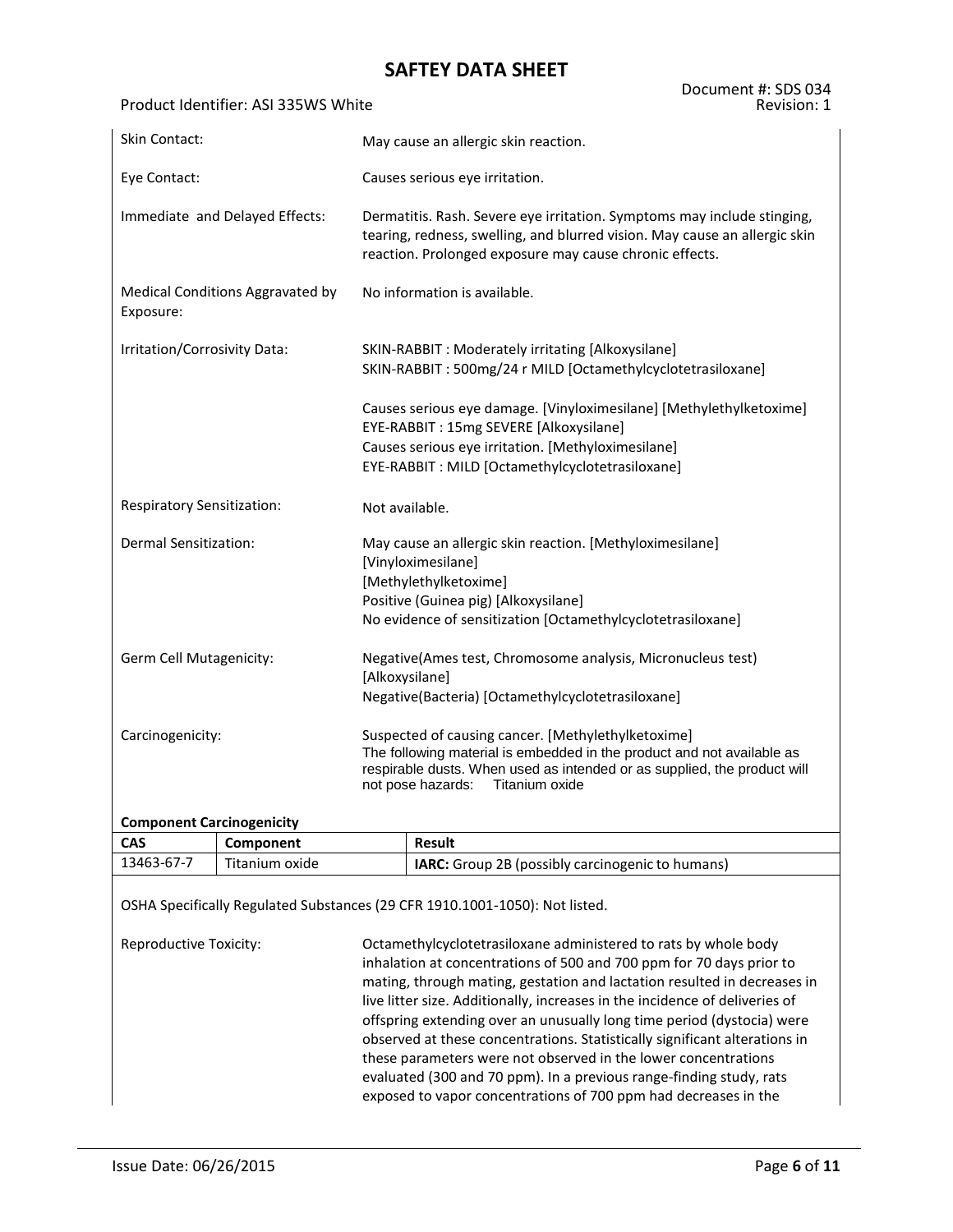| | |
|---|---|
| Skin Contact: | May cause an allergic skin reaction. |
| Eye Contact: | Causes serious eye irritation. |
| Immediate and Delayed Effects: | Dermatitis. Rash. Severe eye irritation. Symptoms may include stinging, tearing, redness, swelling, and blurred vision. May cause an allergic skin reaction. Prolonged exposure may cause chronic effects. |
| Medical Conditions Aggravated by Exposure: | No information is available. |
| Irritation/Corrosivity Data: | SKIN-RABBIT : Moderately irritating [Alkoxysilane]<br>SKIN-RABBIT : 500mg/24 r MILD [Octamethylcyclotetrasiloxane]<br><br>Causes serious eye damage. [Vinyloximesilane] [Methylethylketoxime]<br>EYE-RABBIT : 15mg SEVERE [Alkoxysilane]<br>Causes serious eye irritation. [Methyloximesilane]<br>EYE-RABBIT : MILD [Octamethylcyclotetrasiloxane] |
| Respiratory Sensitization: | Not available. |
| Dermal Sensitization: | May cause an allergic skin reaction. [Methyloximesilane]<br>[Vinyloximesilane]<br>[Methylethylketoxime]<br>Positive (Guinea pig) [Alkoxysilane]<br>No evidence of sensitization [Octamethylcyclotetrasiloxane] |
| Germ Cell Mutagenicity: | Negative(Ames test, Chromosome analysis, Micronucleus test) [Alkoxysilane]<br>Negative(Bacteria) [Octamethylcyclotetrasiloxane] |
| Carcinogenicity: | Suspected of causing cancer. [Methylethylketoxime]<br>The following material is embedded in the product and not available as respirable dusts. When used as intended or as supplied, the product will not pose hazards: Titanium oxide |

**Component Carcinogenicity**

| CAS | Component | Result |
|---|---|---|
| 13463-67-7 | Titanium oxide | **IARC:** Group 2B (possibly carcinogenic to humans) |

OSHA Specifically Regulated Substances (29 CFR 1910.1001-1050): Not listed.

| | |
|---|---|
| Reproductive Toxicity: | Octamethylcyclotetrasiloxane administered to rats by whole body inhalation at concentrations of 500 and 700 ppm for 70 days prior to mating, through mating, gestation and lactation resulted in decreases in live litter size. Additionally, increases in the incidence of deliveries of offspring extending over an unusually long time period (dystocia) were observed at these concentrations. Statistically significant alterations in these parameters were not observed in the lower concentrations evaluated (300 and 70 ppm). In a previous range-finding study, rats exposed to vapor concentrations of 700 ppm had decreases in the |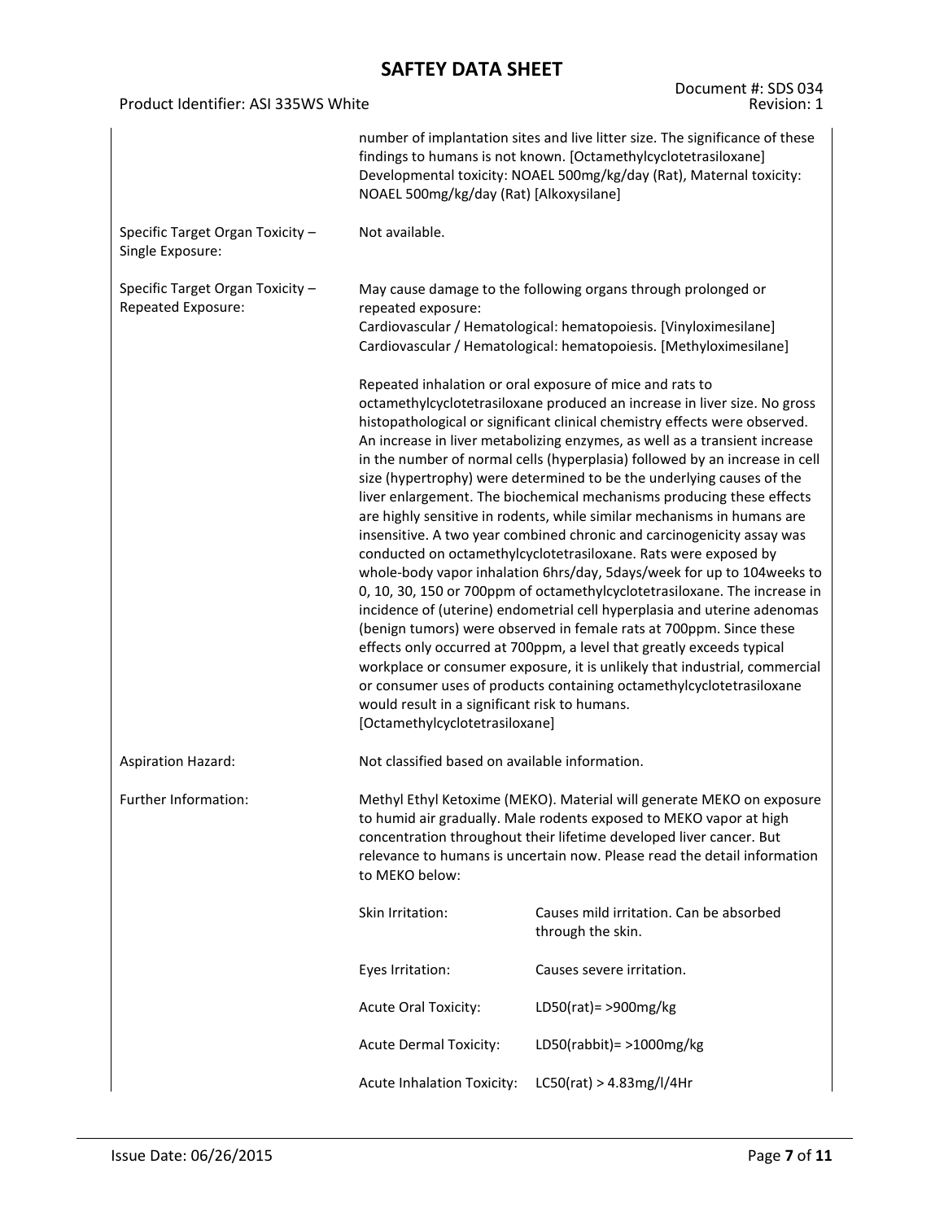| | |
|---|---|
| | number of implantation sites and live litter size. The significance of these findings to humans is not known. [Octamethylcyclotetrasiloxane] Developmental toxicity: NOAEL 500mg/kg/day (Rat), Maternal toxicity: NOAEL 500mg/kg/day (Rat) [Alkoxysilane] |
| Specific Target Organ Toxicity – Single Exposure: | Not available. |
| Specific Target Organ Toxicity – Repeated Exposure: | May cause damage to the following organs through prolonged or repeated exposure:<br>Cardiovascular / Hematological: hematopoiesis. [Vinyloximesilane]<br>Cardiovascular / Hematological: hematopoiesis. [Methyloximesilane]<br><br>Repeated inhalation or oral exposure of mice and rats to octamethylcyclotetrasiloxane produced an increase in liver size. No gross histopathological or significant clinical chemistry effects were observed. An increase in liver metabolizing enzymes, as well as a transient increase in the number of normal cells (hyperplasia) followed by an increase in cell size (hypertrophy) were determined to be the underlying causes of the liver enlargement. The biochemical mechanisms producing these effects are highly sensitive in rodents, while similar mechanisms in humans are insensitive. A two year combined chronic and carcinogenicity assay was conducted on octamethylcyclotetrasiloxane. Rats were exposed by whole-body vapor inhalation 6hrs/day, 5days/week for up to 104weeks to 0, 10, 30, 150 or 700ppm of octamethylcyclotetrasiloxane. The increase in incidence of (uterine) endometrial cell hyperplasia and uterine adenomas (benign tumors) were observed in female rats at 700ppm. Since these effects only occurred at 700ppm, a level that greatly exceeds typical workplace or consumer exposure, it is unlikely that industrial, commercial or consumer uses of products containing octamethylcyclotetrasiloxane would result in a significant risk to humans. [Octamethylcyclotetrasiloxane] |
| Aspiration Hazard: | Not classified based on available information. |
| Further Information: | Methyl Ethyl Ketoxime (MEKO). Material will generate MEKO on exposure to humid air gradually. Male rodents exposed to MEKO vapor at high concentration throughout their lifetime developed liver cancer. But relevance to humans is uncertain now. Please read the detail information to MEKO below: |

| | |
|---|---|
| Skin Irritation: | Causes mild irritation. Can be absorbed through the skin. |
| Eyes Irritation: | Causes severe irritation. |
| Acute Oral Toxicity: | LD50(rat)= >900mg/kg |
| Acute Dermal Toxicity: | LD50(rabbit)= >1000mg/kg |
| Acute Inhalation Toxicity: | LC50(rat) > 4.83mg/l/4Hr |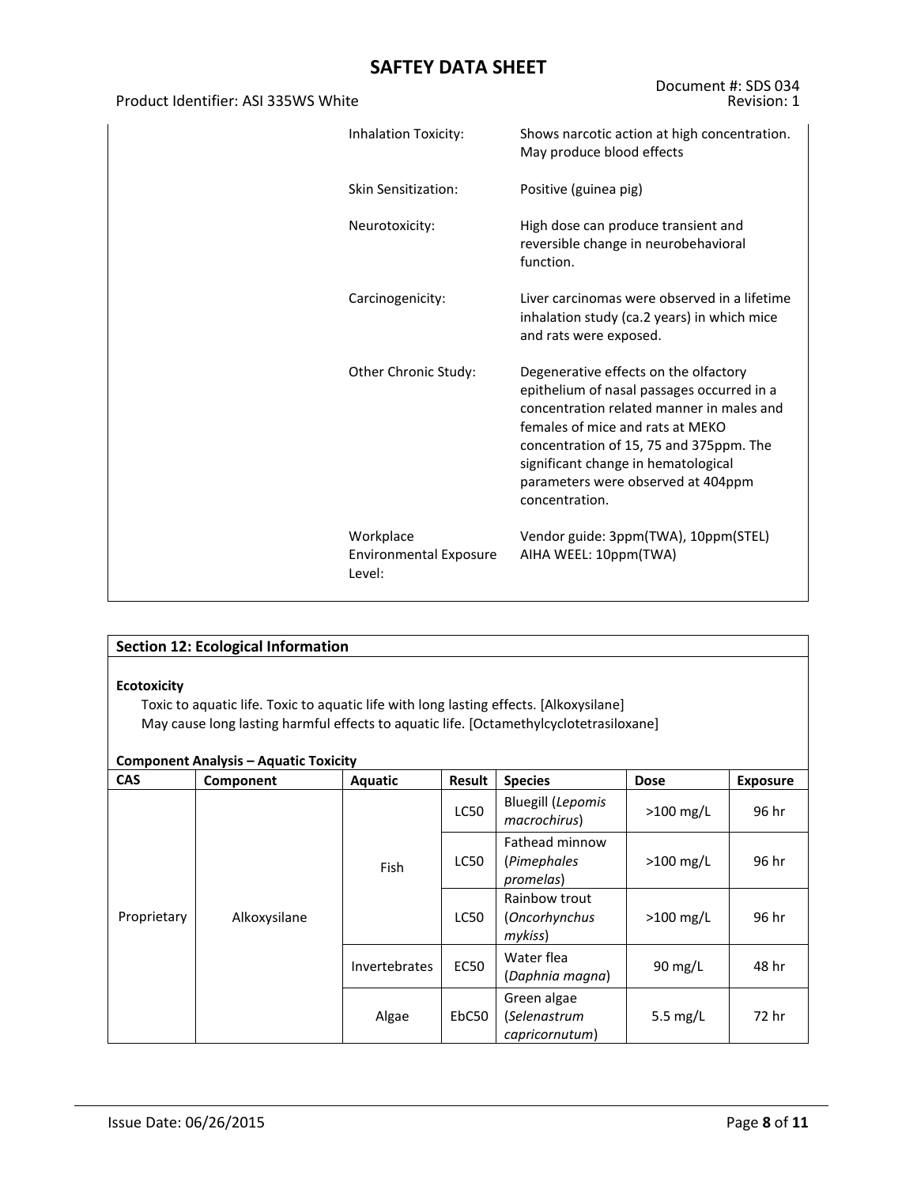| | |
|---|---|
| Inhalation Toxicity: | Shows narcotic action at high concentration. May produce blood effects |
| Skin Sensitization: | Positive (guinea pig) |
| Neurotoxicity: | High dose can produce transient and reversible change in neurobehavioral function. |
| Carcinogenicity: | Liver carcinomas were observed in a lifetime inhalation study (ca.2 years) in which mice and rats were exposed. |
| Other Chronic Study: | Degenerative effects on the olfactory epithelium of nasal passages occurred in a concentration related manner in males and females of mice and rats at MEKO concentration of 15, 75 and 375ppm. The significant change in hematological parameters were observed at 404ppm concentration. |
| Workplace Environmental Exposure Level: | Vendor guide: 3ppm(TWA), 10ppm(STEL)<br>AIHA WEEL: 10ppm(TWA) |

## Section 12: Ecological Information

**Ecotoxicity**

Toxic to aquatic life. Toxic to aquatic life with long lasting effects. [Alkoxysilane]
May cause long lasting harmful effects to aquatic life. [Octamethylcyclotetrasiloxane]

**Component Analysis – Aquatic Toxicity**

| CAS | Component | Aquatic | Result | Species | Dose | Exposure |
|---|---|---|---|---|---|---|
| Proprietary | Alkoxysilane | Fish | LC50 | Bluegill (*Lepomis macrochirus*) | >100 mg/L | 96 hr |
| | | | LC50 | Fathead minnow (*Pimephales promelas*) | >100 mg/L | 96 hr |
| | | | LC50 | Rainbow trout (*Oncorhynchus mykiss*) | >100 mg/L | 96 hr |
| | | Invertebrates | EC50 | Water flea (*Daphnia magna*) | 90 mg/L | 48 hr |
| | | Algae | EbC50 | Green algae (*Selenastrum capricornutum*) | 5.5 mg/L | 72 hr |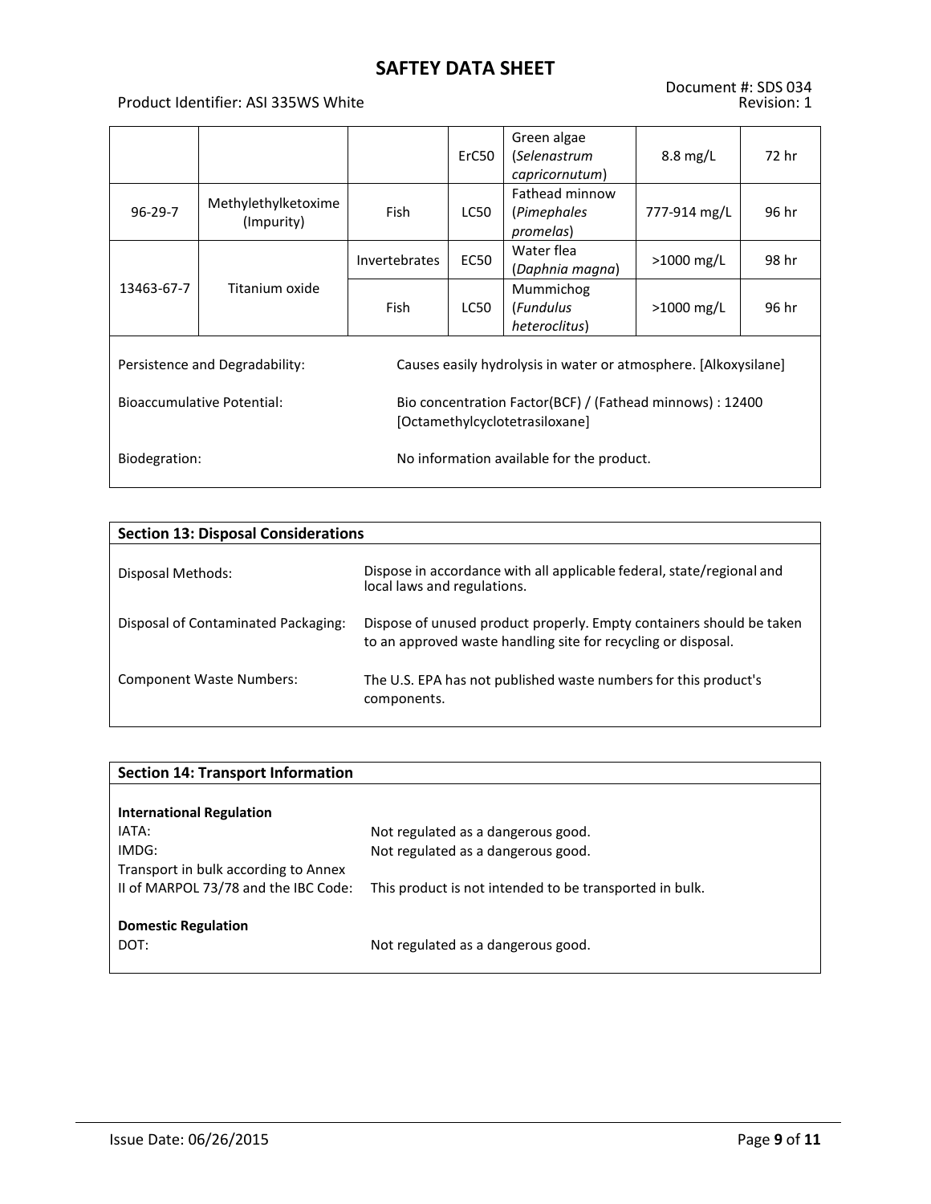| | | | | | | |
|---|---|---|---|---|---|---|
| | | | ErC50 | Green algae (*Selenastrum capricornutum*) | 8.8 mg/L | 72 hr |
| 96-29-7 | Methylethylketoxime (Impurity) | Fish | LC50 | Fathead minnow (*Pimephales promelas*) | 777-914 mg/L | 96 hr |
| 13463-67-7 | Titanium oxide | Invertebrates | EC50 | Water flea (*Daphnia magna*) | >1000 mg/L | 98 hr |
| | | Fish | LC50 | Mummichog (*Fundulus heteroclitus*) | >1000 mg/L | 96 hr |

Persistence and Degradability: Causes easily hydrolysis in water or atmosphere. [Alkoxysilane]

Bioaccumulative Potential: Bio concentration Factor(BCF) / (Fathead minnows) : 12400 [Octamethylcyclotetrasiloxane]

Biodegration: No information available for the product.

## Section 13: Disposal Considerations

Disposal Methods: Dispose in accordance with all applicable federal, state/regional and local laws and regulations.

Disposal of Contaminated Packaging: Dispose of unused product properly. Empty containers should be taken to an approved waste handling site for recycling or disposal.

Component Waste Numbers: The U.S. EPA has not published waste numbers for this product's components.

## Section 14: Transport Information

**International Regulation**

IATA: Not regulated as a dangerous good.

IMDG: Not regulated as a dangerous good.

Transport in bulk according to Annex II of MARPOL 73/78 and the IBC Code: This product is not intended to be transported in bulk.

**Domestic Regulation**

DOT: Not regulated as a dangerous good.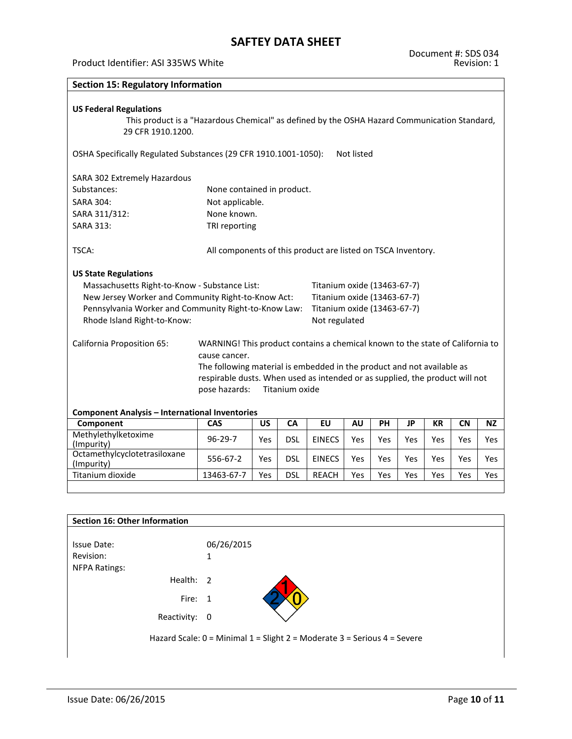# SAFTEY DATA SHEET

Product Identifier: ASI 335WS White

Document #: SDS 034
Revision: 1

## Section 15: Regulatory Information

### US Federal Regulations

This product is a "Hazardous Chemical" as defined by the OSHA Hazard Communication Standard, 29 CFR 1910.1200.

OSHA Specifically Regulated Substances (29 CFR 1910.1001-1050): Not listed

SARA 302 Extremely Hazardous Substances: None contained in product.

SARA 304: Not applicable.

SARA 311/312: None known.

SARA 313: TRI reporting

TSCA: All components of this product are listed on TSCA Inventory.

### US State Regulations

Massachusetts Right-to-Know - Substance List: Titanium oxide (13463-67-7)

New Jersey Worker and Community Right-to-Know Act: Titanium oxide (13463-67-7)

Pennsylvania Worker and Community Right-to-Know Law: Titanium oxide (13463-67-7)

Rhode Island Right-to-Know: Not regulated

California Proposition 65: WARNING! This product contains a chemical known to the state of California to cause cancer.
The following material is embedded in the product and not available as respirable dusts. When used as intended or as supplied, the product will not pose hazards: Titanium oxide

### Component Analysis – International Inventories

| Component | CAS | US | CA | EU | AU | PH | JP | KR | CN | NZ |
|---|---|---|---|---|---|---|---|---|---|---|
| Methylethylketoxime (Impurity) | 96-29-7 | Yes | DSL | EINECS | Yes | Yes | Yes | Yes | Yes | Yes |
| Octamethylcyclotetrasiloxane (Impurity) | 556-67-2 | Yes | DSL | EINECS | Yes | Yes | Yes | Yes | Yes | Yes |
| Titanium dioxide | 13463-67-7 | Yes | DSL | REACH | Yes | Yes | Yes | Yes | Yes | Yes |

## Section 16: Other Information

Issue Date: 06/26/2015

Revision: 1

NFPA Ratings:

Health: 2

Fire: 1

Reactivity: 0

Hazard Scale: 0 = Minimal 1 = Slight 2 = Moderate 3 = Serious 4 = Severe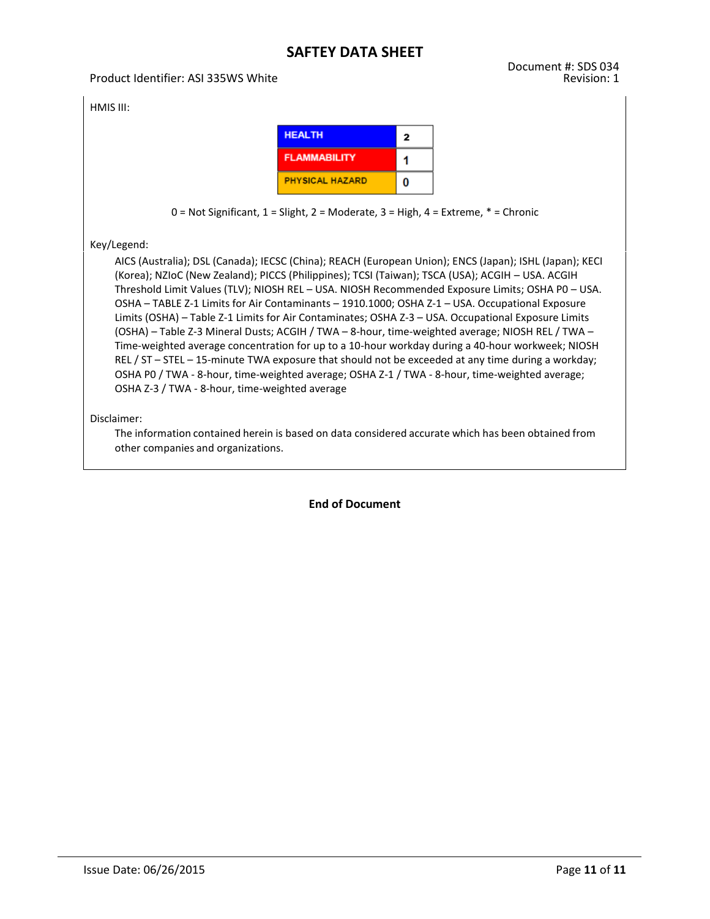HMIS III:

| | |
|---|---|
| HEALTH | 2 |
| FLAMMABILITY | 1 |
| PHYSICAL HAZARD | 0 |

0 = Not Significant, 1 = Slight, 2 = Moderate, 3 = High, 4 = Extreme, * = Chronic

Key/Legend:

AICS (Australia); DSL (Canada); IECSC (China); REACH (European Union); ENCS (Japan); ISHL (Japan); KECI (Korea); NZIoC (New Zealand); PICCS (Philippines); TCSI (Taiwan); TSCA (USA); ACGIH – USA. ACGIH Threshold Limit Values (TLV); NIOSH REL – USA. NIOSH Recommended Exposure Limits; OSHA P0 – USA. OSHA – TABLE Z-1 Limits for Air Contaminants – 1910.1000; OSHA Z-1 – USA. Occupational Exposure Limits (OSHA) – Table Z-1 Limits for Air Contaminates; OSHA Z-3 – USA. Occupational Exposure Limits (OSHA) – Table Z-3 Mineral Dusts; ACGIH / TWA – 8-hour, time-weighted average; NIOSH REL / TWA – Time-weighted average concentration for up to a 10-hour workday during a 40-hour workweek; NIOSH REL / ST – STEL – 15-minute TWA exposure that should not be exceeded at any time during a workday; OSHA P0 / TWA - 8-hour, time-weighted average; OSHA Z-1 / TWA - 8-hour, time-weighted average; OSHA Z-3 / TWA - 8-hour, time-weighted average

Disclaimer:

The information contained herein is based on data considered accurate which has been obtained from other companies and organizations.

**End of Document**